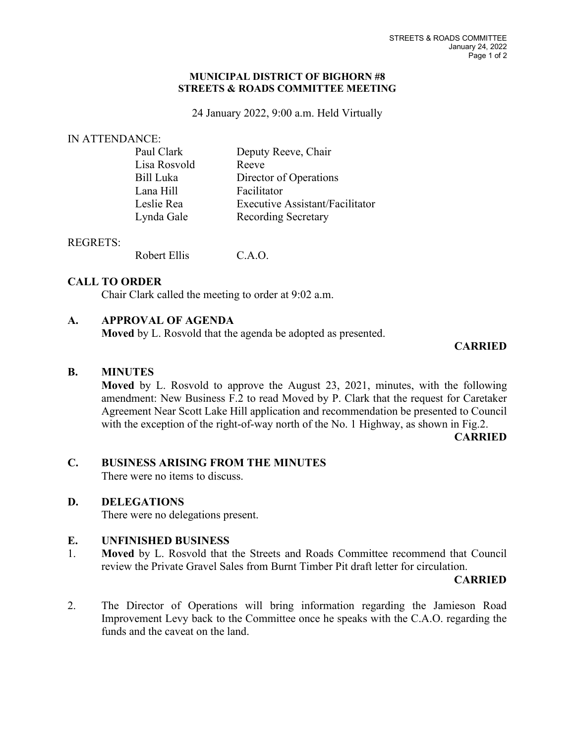**MUNICIPAL DISTRICT OF BIGHORN #8**
**STREETS & ROADS COMMITTEE MEETING**

24 January 2022, 9:00 a.m. Held Virtually

IN ATTENDANCE:

| | |
|---|---|
| Paul Clark | Deputy Reeve, Chair |
| Lisa Rosvold | Reeve |
| Bill Luka | Director of Operations |
| Lana Hill | Facilitator |
| Leslie Rea | Executive Assistant/Facilitator |
| Lynda Gale | Recording Secretary |

REGRETS:

| | |
|---|---|
| Robert Ellis | C.A.O. |

## CALL TO ORDER

Chair Clark called the meeting to order at 9:02 a.m.

## A. APPROVAL OF AGENDA

**Moved** by L. Rosvold that the agenda be adopted as presented.

**CARRIED**

## B. MINUTES

**Moved** by L. Rosvold to approve the August 23, 2021, minutes, with the following amendment: New Business F.2 to read Moved by P. Clark that the request for Caretaker Agreement Near Scott Lake Hill application and recommendation be presented to Council with the exception of the right-of-way north of the No. 1 Highway, as shown in Fig.2.

**CARRIED**

## C. BUSINESS ARISING FROM THE MINUTES

There were no items to discuss.

## D. DELEGATIONS

There were no delegations present.

## E. UNFINISHED BUSINESS

1. **Moved** by L. Rosvold that the Streets and Roads Committee recommend that Council review the Private Gravel Sales from Burnt Timber Pit draft letter for circulation.

   **CARRIED**

2. The Director of Operations will bring information regarding the Jamieson Road Improvement Levy back to the Committee once he speaks with the C.A.O. regarding the funds and the caveat on the land.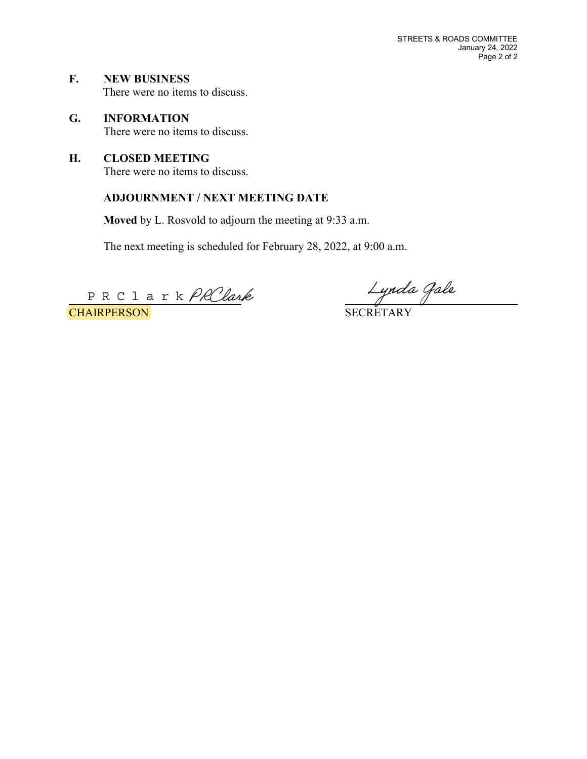**F. NEW BUSINESS**

There were no items to discuss.

**G. INFORMATION**

There were no items to discuss.

**H. CLOSED MEETING**

There were no items to discuss.

**ADJOURNMENT / NEXT MEETING DATE**

**Moved** by L. Rosvold to adjourn the meeting at 9:33 a.m.

The next meeting is scheduled for February 28, 2022, at 9:00 a.m.

P R C l a r k PRClark
CHAIRPERSON

Lynda Gale
SECRETARY